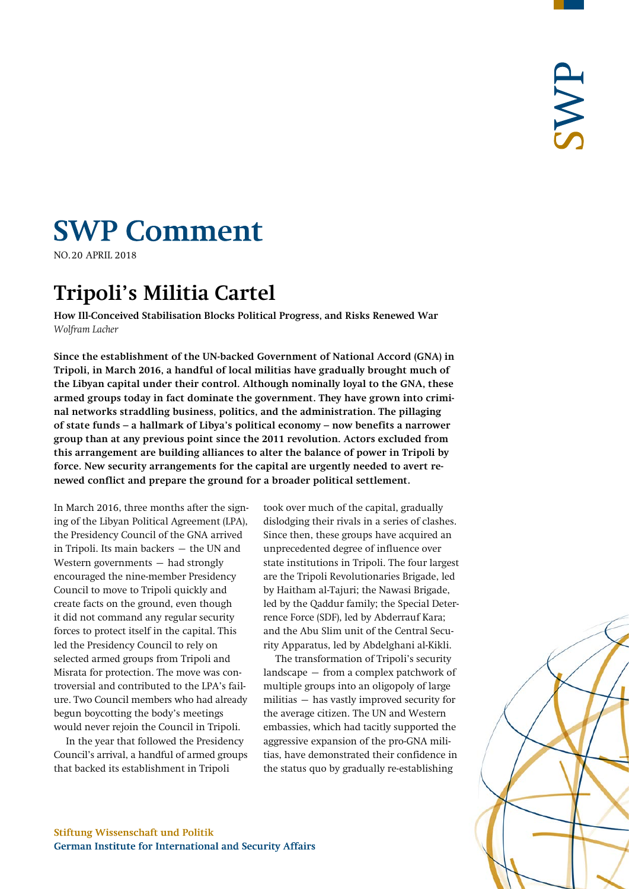# SWP Comment

NO.20 APRIL 2018

## Tripoli's Militia Cartel

**How Ill-Conceived Stabilisation Blocks Political Progress, and Risks Renewed War**

*Wolfram Lacher*

**Since the establishment of the UN-backed Government of National Accord (GNA) in Tripoli, in March 2016, a handful of local militias have gradually brought much of the Libyan capital under their control. Although nominally loyal to the GNA, these armed groups today in fact dominate the government. They have grown into criminal networks straddling business, politics, and the administration. The pillaging of state funds – a hallmark of Libya's political economy – now benefits a narrower group than at any previous point since the 2011 revolution. Actors excluded from this arrangement are building alliances to alter the balance of power in Tripoli by force. New security arrangements for the capital are urgently needed to avert renewed conflict and prepare the ground for a broader political settlement.**

In March 2016, three months after the signing of the Libyan Political Agreement (LPA), the Presidency Council of the GNA arrived in Tripoli. Its main backers — the UN and Western governments — had strongly encouraged the nine-member Presidency Council to move to Tripoli quickly and create facts on the ground, even though it did not command any regular security forces to protect itself in the capital. This led the Presidency Council to rely on selected armed groups from Tripoli and Misrata for protection. The move was controversial and contributed to the LPA's failure. Two Council members who had already begun boycotting the body's meetings would never rejoin the Council in Tripoli.

In the year that followed the Presidency Council's arrival, a handful of armed groups that backed its establishment in Tripoli took over much of the capital, gradually dislodging their rivals in a series of clashes. Since then, these groups have acquired an unprecedented degree of influence over state institutions in Tripoli. The four largest are the Tripoli Revolutionaries Brigade, led by Haitham al-Tajuri; the Nawasi Brigade, led by the Qaddur family; the Special Deterrence Force (SDF), led by Abderrauf Kara; and the Abu Slim unit of the Central Security Apparatus, led by Abdelghani al-Kikli.

The transformation of Tripoli's security landscape — from a complex patchwork of multiple groups into an oligopoly of large militias — has vastly improved security for the average citizen. The UN and Western embassies, which had tacitly supported the aggressive expansion of the pro-GNA militias, have demonstrated their confidence in the status quo by gradually re-establishing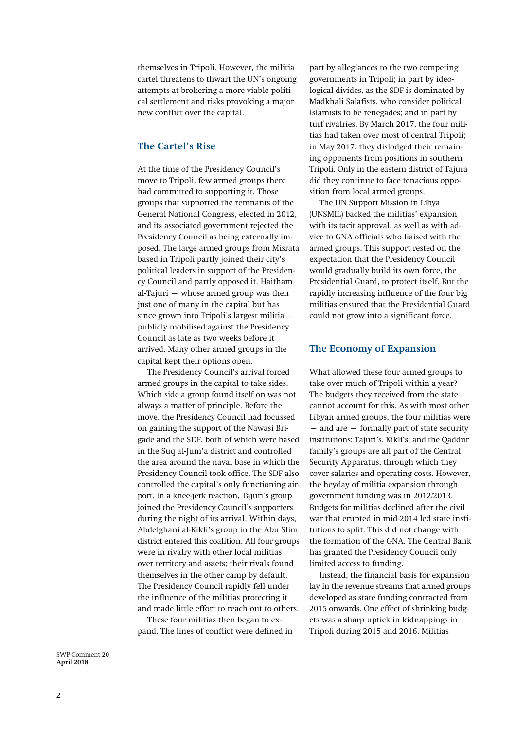themselves in Tripoli. However, the militia cartel threatens to thwart the UN's ongoing attempts at brokering a more viable political settlement and risks provoking a major new conflict over the capital.

## The Cartel's Rise

At the time of the Presidency Council's move to Tripoli, few armed groups there had committed to supporting it. Those groups that supported the remnants of the General National Congress, elected in 2012, and its associated government rejected the Presidency Council as being externally imposed. The large armed groups from Misrata based in Tripoli partly joined their city's political leaders in support of the Presidency Council and partly opposed it. Haitham al-Tajuri — whose armed group was then just one of many in the capital but has since grown into Tripoli's largest militia — publicly mobilised against the Presidency Council as late as two weeks before it arrived. Many other armed groups in the capital kept their options open.

The Presidency Council's arrival forced armed groups in the capital to take sides. Which side a group found itself on was not always a matter of principle. Before the move, the Presidency Council had focussed on gaining the support of the Nawasi Brigade and the SDF, both of which were based in the Suq al-Jum'a district and controlled the area around the naval base in which the Presidency Council took office. The SDF also controlled the capital's only functioning airport. In a knee-jerk reaction, Tajuri's group joined the Presidency Council's supporters during the night of its arrival. Within days, Abdelghani al-Kikli's group in the Abu Slim district entered this coalition. All four groups were in rivalry with other local militias over territory and assets; their rivals found themselves in the other camp by default. The Presidency Council rapidly fell under the influence of the militias protecting it and made little effort to reach out to others.

These four militias then began to expand. The lines of conflict were defined in part by allegiances to the two competing governments in Tripoli; in part by ideological divides, as the SDF is dominated by Madkhali Salafists, who consider political Islamists to be renegades; and in part by turf rivalries. By March 2017, the four militias had taken over most of central Tripoli; in May 2017, they dislodged their remaining opponents from positions in southern Tripoli. Only in the eastern district of Tajura did they continue to face tenacious opposition from local armed groups.

The UN Support Mission in Libya (UNSMIL) backed the militias' expansion with its tacit approval, as well as with advice to GNA officials who liaised with the armed groups. This support rested on the expectation that the Presidency Council would gradually build its own force, the Presidential Guard, to protect itself. But the rapidly increasing influence of the four big militias ensured that the Presidential Guard could not grow into a significant force.

## The Economy of Expansion

What allowed these four armed groups to take over much of Tripoli within a year? The budgets they received from the state cannot account for this. As with most other Libyan armed groups, the four militias were — and are — formally part of state security institutions; Tajuri's, Kikli's, and the Qaddur family's groups are all part of the Central Security Apparatus, through which they cover salaries and operating costs. However, the heyday of militia expansion through government funding was in 2012/2013. Budgets for militias declined after the civil war that erupted in mid-2014 led state institutions to split. This did not change with the formation of the GNA. The Central Bank has granted the Presidency Council only limited access to funding.

Instead, the financial basis for expansion lay in the revenue streams that armed groups developed as state funding contracted from 2015 onwards. One effect of shrinking budgets was a sharp uptick in kidnappings in Tripoli during 2015 and 2016. Militias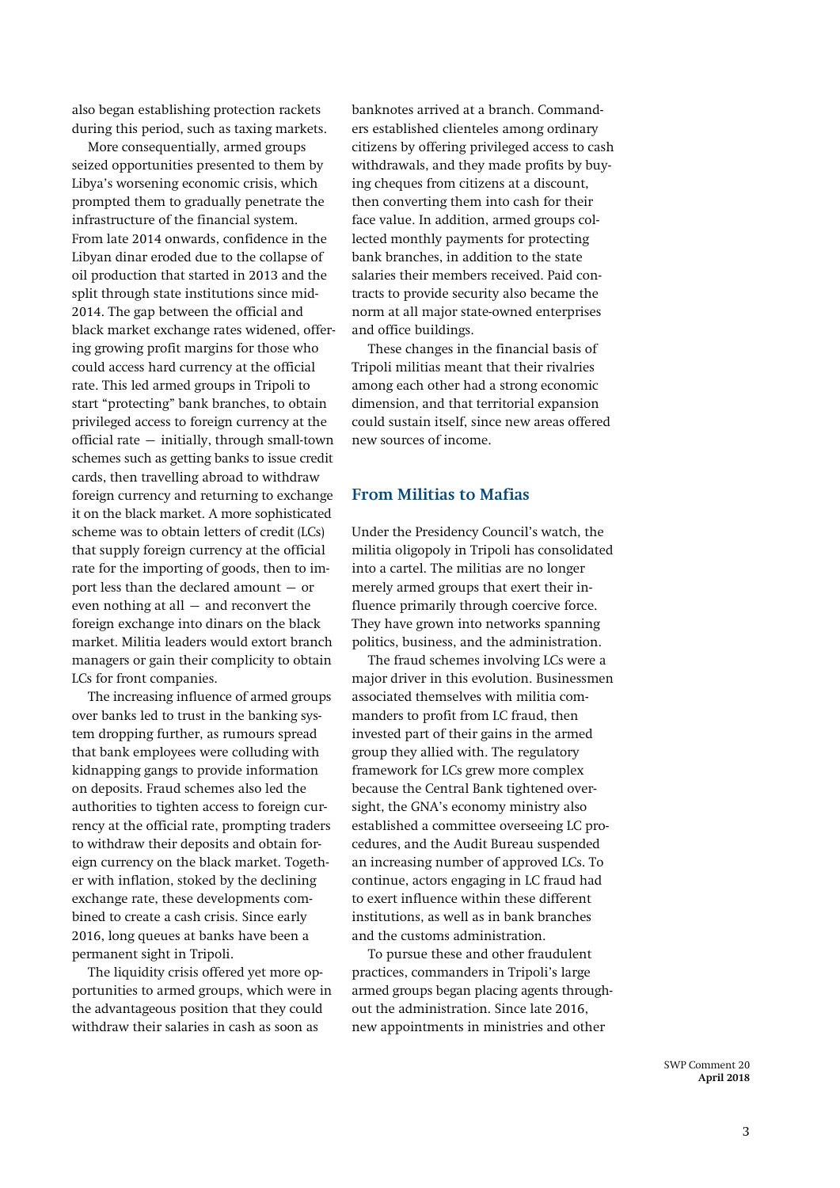also began establishing protection rackets during this period, such as taxing markets.

More consequentially, armed groups seized opportunities presented to them by Libya's worsening economic crisis, which prompted them to gradually penetrate the infrastructure of the financial system. From late 2014 onwards, confidence in the Libyan dinar eroded due to the collapse of oil production that started in 2013 and the split through state institutions since mid-2014. The gap between the official and black market exchange rates widened, offering growing profit margins for those who could access hard currency at the official rate. This led armed groups in Tripoli to start "protecting" bank branches, to obtain privileged access to foreign currency at the official rate — initially, through small-town schemes such as getting banks to issue credit cards, then travelling abroad to withdraw foreign currency and returning to exchange it on the black market. A more sophisticated scheme was to obtain letters of credit (LCs) that supply foreign currency at the official rate for the importing of goods, then to import less than the declared amount — or even nothing at all — and reconvert the foreign exchange into dinars on the black market. Militia leaders would extort branch managers or gain their complicity to obtain LCs for front companies.

The increasing influence of armed groups over banks led to trust in the banking system dropping further, as rumours spread that bank employees were colluding with kidnapping gangs to provide information on deposits. Fraud schemes also led the authorities to tighten access to foreign currency at the official rate, prompting traders to withdraw their deposits and obtain foreign currency on the black market. Together with inflation, stoked by the declining exchange rate, these developments combined to create a cash crisis. Since early 2016, long queues at banks have been a permanent sight in Tripoli.

The liquidity crisis offered yet more opportunities to armed groups, which were in the advantageous position that they could withdraw their salaries in cash as soon as banknotes arrived at a branch. Commanders established clienteles among ordinary citizens by offering privileged access to cash withdrawals, and they made profits by buying cheques from citizens at a discount, then converting them into cash for their face value. In addition, armed groups collected monthly payments for protecting bank branches, in addition to the state salaries their members received. Paid contracts to provide security also became the norm at all major state-owned enterprises and office buildings.

These changes in the financial basis of Tripoli militias meant that their rivalries among each other had a strong economic dimension, and that territorial expansion could sustain itself, since new areas offered new sources of income.

## From Militias to Mafias

Under the Presidency Council's watch, the militia oligopoly in Tripoli has consolidated into a cartel. The militias are no longer merely armed groups that exert their influence primarily through coercive force. They have grown into networks spanning politics, business, and the administration.

The fraud schemes involving LCs were a major driver in this evolution. Businessmen associated themselves with militia commanders to profit from LC fraud, then invested part of their gains in the armed group they allied with. The regulatory framework for LCs grew more complex because the Central Bank tightened oversight, the GNA's economy ministry also established a committee overseeing LC procedures, and the Audit Bureau suspended an increasing number of approved LCs. To continue, actors engaging in LC fraud had to exert influence within these different institutions, as well as in bank branches and the customs administration.

To pursue these and other fraudulent practices, commanders in Tripoli's large armed groups began placing agents throughout the administration. Since late 2016, new appointments in ministries and other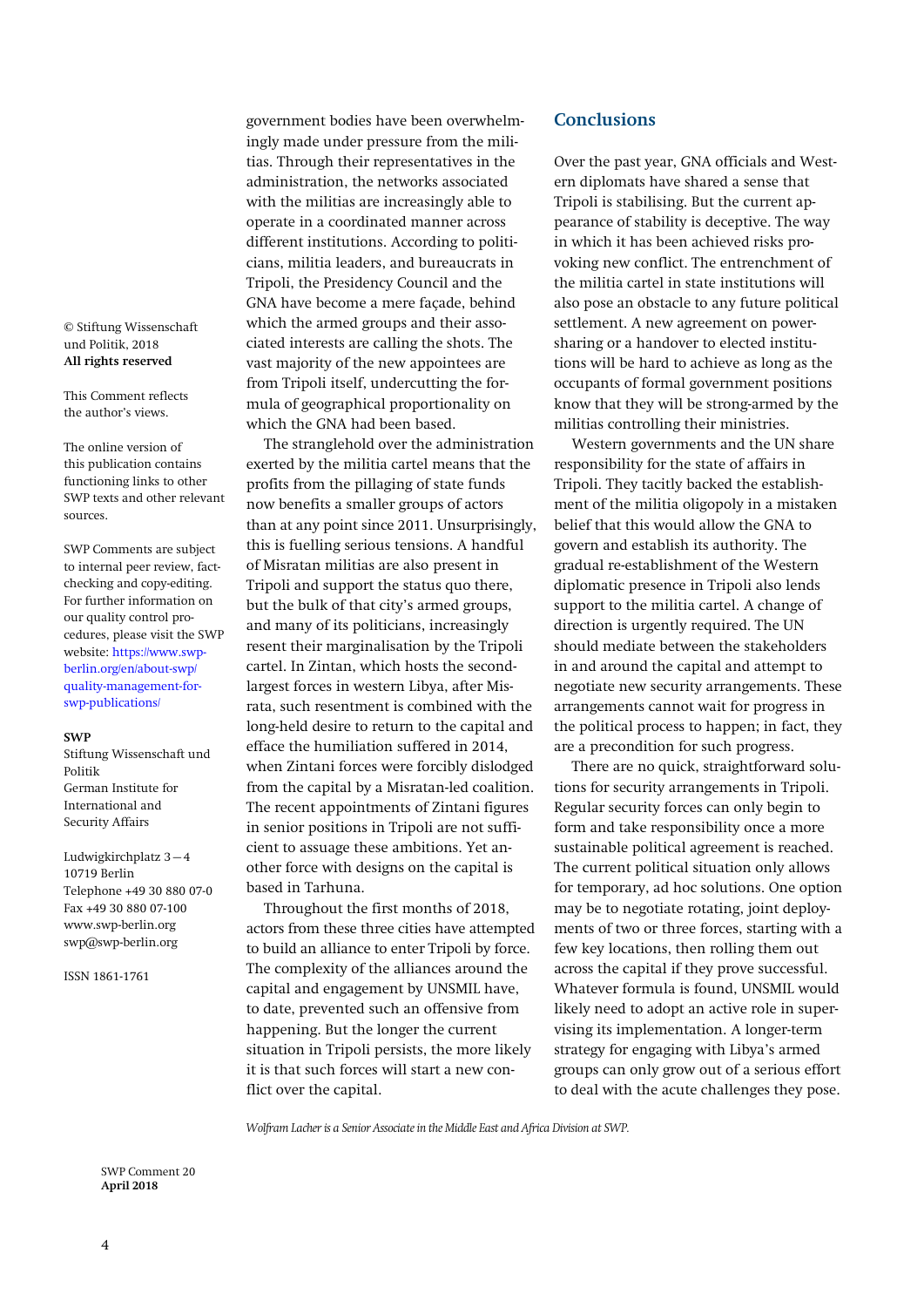government bodies have been overwhelmingly made under pressure from the militias. Through their representatives in the administration, the networks associated with the militias are increasingly able to operate in a coordinated manner across different institutions. According to politicians, militia leaders, and bureaucrats in Tripoli, the Presidency Council and the GNA have become a mere façade, behind which the armed groups and their associated interests are calling the shots. The vast majority of the new appointees are from Tripoli itself, undercutting the formula of geographical proportionality on which the GNA had been based.

The stranglehold over the administration exerted by the militia cartel means that the profits from the pillaging of state funds now benefits a smaller groups of actors than at any point since 2011. Unsurprisingly, this is fuelling serious tensions. A handful of Misratan militias are also present in Tripoli and support the status quo there, but the bulk of that city's armed groups, and many of its politicians, increasingly resent their marginalisation by the Tripoli cartel. In Zintan, which hosts the second-largest forces in western Libya, after Misrata, such resentment is combined with the long-held desire to return to the capital and efface the humiliation suffered in 2014, when Zintani forces were forcibly dislodged from the capital by a Misratan-led coalition. The recent appointments of Zintani figures in senior positions in Tripoli are not sufficient to assuage these ambitions. Yet another force with designs on the capital is based in Tarhuna.

Throughout the first months of 2018, actors from these three cities have attempted to build an alliance to enter Tripoli by force. The complexity of the alliances around the capital and engagement by UNSMIL have, to date, prevented such an offensive from happening. But the longer the current situation in Tripoli persists, the more likely it is that such forces will start a new conflict over the capital.

## Conclusions

Over the past year, GNA officials and Western diplomats have shared a sense that Tripoli is stabilising. But the current appearance of stability is deceptive. The way in which it has been achieved risks provoking new conflict. The entrenchment of the militia cartel in state institutions will also pose an obstacle to any future political settlement. A new agreement on power-sharing or a handover to elected institutions will be hard to achieve as long as the occupants of formal government positions know that they will be strong-armed by the militias controlling their ministries.

Western governments and the UN share responsibility for the state of affairs in Tripoli. They tacitly backed the establishment of the militia oligopoly in a mistaken belief that this would allow the GNA to govern and establish its authority. The gradual re-establishment of the Western diplomatic presence in Tripoli also lends support to the militia cartel. A change of direction is urgently required. The UN should mediate between the stakeholders in and around the capital and attempt to negotiate new security arrangements. These arrangements cannot wait for progress in the political process to happen; in fact, they are a precondition for such progress.

There are no quick, straightforward solutions for security arrangements in Tripoli. Regular security forces can only begin to form and take responsibility once a more sustainable political agreement is reached. The current political situation only allows for temporary, ad hoc solutions. One option may be to negotiate rotating, joint deployments of two or three forces, starting with a few key locations, then rolling them out across the capital if they prove successful. Whatever formula is found, UNSMIL would likely need to adopt an active role in supervising its implementation. A longer-term strategy for engaging with Libya's armed groups can only grow out of a serious effort to deal with the acute challenges they pose.

*Wolfram Lacher is a Senior Associate in the Middle East and Africa Division at SWP.*

© Stiftung Wissenschaft und Politik, 2018
**All rights reserved**

This Comment reflects the author's views.

The online version of this publication contains functioning links to other SWP texts and other relevant sources.

SWP Comments are subject to internal peer review, fact-checking and copy-editing. For further information on our quality control procedures, please visit the SWP website: https://www.swp-berlin.org/en/about-swp/quality-management-for-swp-publications/

**SWP**
Stiftung Wissenschaft und Politik
German Institute for International and Security Affairs

Ludwigkirchplatz 3 – 4
10719 Berlin
Telephone +49 30 880 07-0
Fax +49 30 880 07-100
www.swp-berlin.org
swp@swp-berlin.org

ISSN 1861-1761